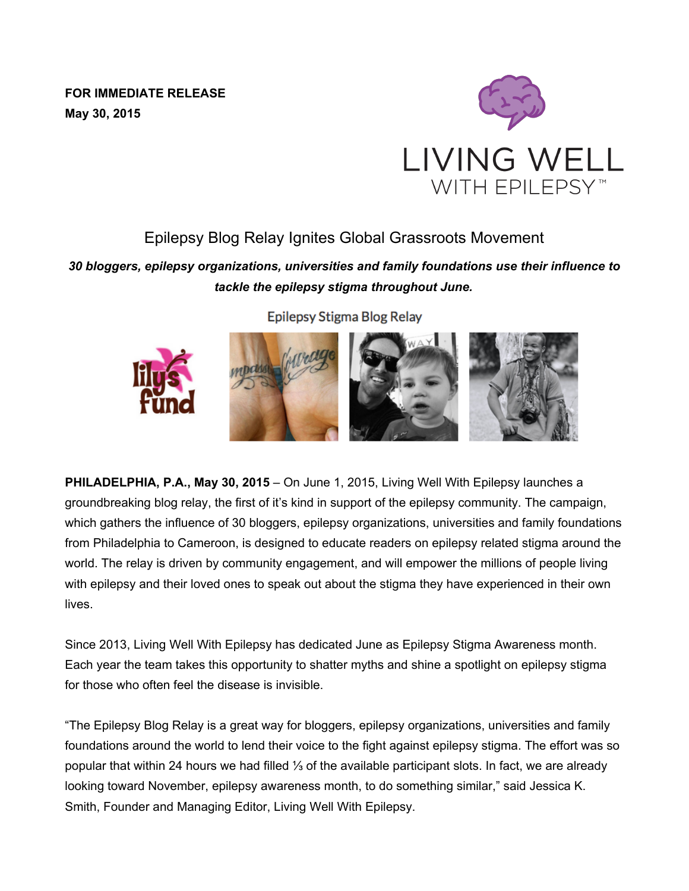**FOR IMMEDIATE RELEASE**
**May 30, 2015**

LIVING WELL WITH EPILEPSY™

# Epilepsy Blog Relay Ignites Global Grassroots Movement

***30 bloggers, epilepsy organizations, universities and family foundations use their influence to tackle the epilepsy stigma throughout June.***

Epilepsy Stigma Blog Relay

**PHILADELPHIA, P.A., May 30, 2015** – On June 1, 2015, Living Well With Epilepsy launches a groundbreaking blog relay, the first of it's kind in support of the epilepsy community. The campaign, which gathers the influence of 30 bloggers, epilepsy organizations, universities and family foundations from Philadelphia to Cameroon, is designed to educate readers on epilepsy related stigma around the world. The relay is driven by community engagement, and will empower the millions of people living with epilepsy and their loved ones to speak out about the stigma they have experienced in their own lives.

Since 2013, Living Well With Epilepsy has dedicated June as Epilepsy Stigma Awareness month. Each year the team takes this opportunity to shatter myths and shine a spotlight on epilepsy stigma for those who often feel the disease is invisible.

"The Epilepsy Blog Relay is a great way for bloggers, epilepsy organizations, universities and family foundations around the world to lend their voice to the fight against epilepsy stigma. The effort was so popular that within 24 hours we had filled ⅓ of the available participant slots. In fact, we are already looking toward November, epilepsy awareness month, to do something similar," said Jessica K. Smith, Founder and Managing Editor, Living Well With Epilepsy.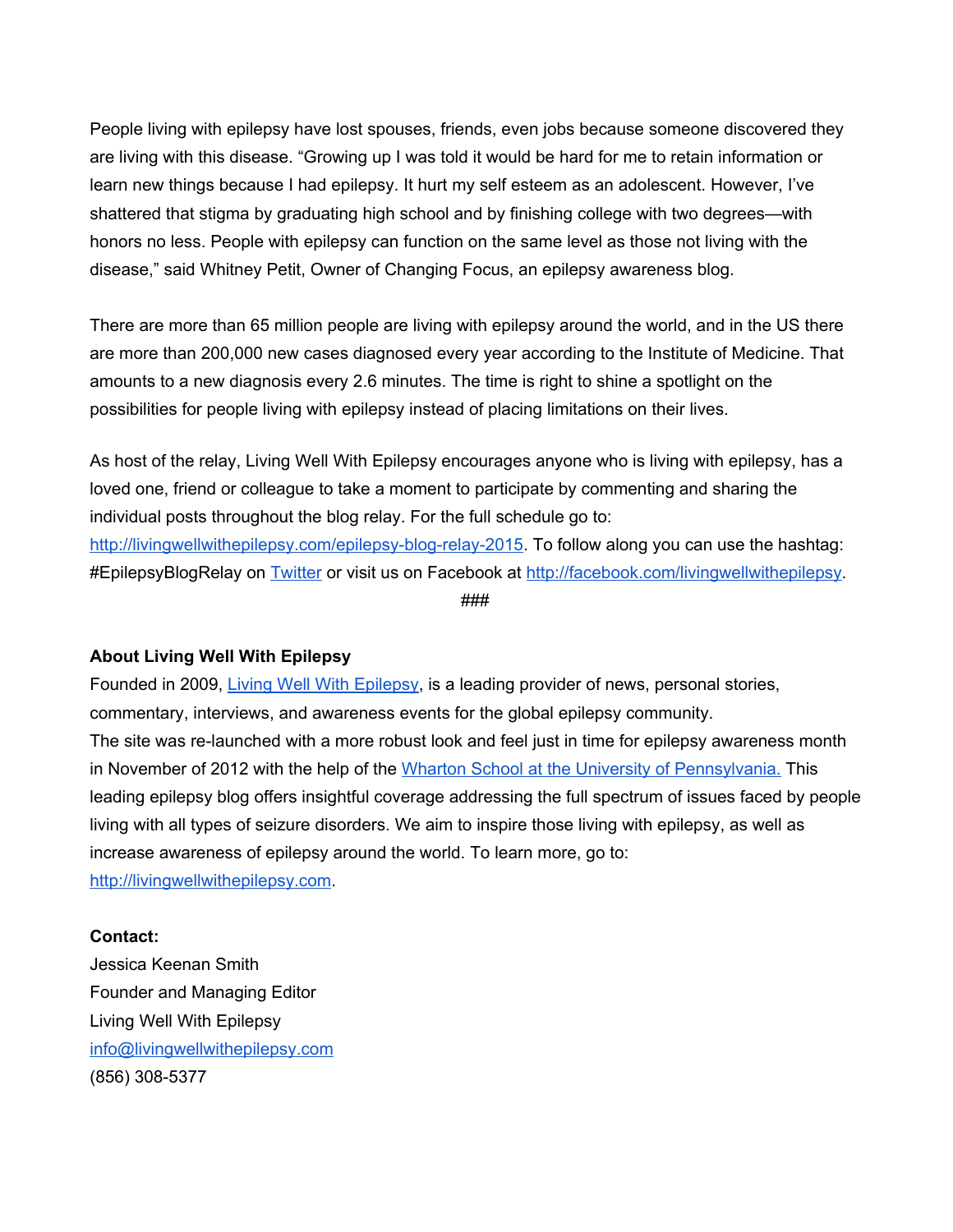People living with epilepsy have lost spouses, friends, even jobs because someone discovered they are living with this disease. “Growing up I was told it would be hard for me to retain information or learn new things because I had epilepsy. It hurt my self esteem as an adolescent. However, I’ve shattered that stigma by graduating high school and by finishing college with two degrees—with honors no less. People with epilepsy can function on the same level as those not living with the disease,” said Whitney Petit, Owner of Changing Focus, an epilepsy awareness blog.

There are more than 65 million people are living with epilepsy around the world, and in the US there are more than 200,000 new cases diagnosed every year according to the Institute of Medicine. That amounts to a new diagnosis every 2.6 minutes. The time is right to shine a spotlight on the possibilities for people living with epilepsy instead of placing limitations on their lives.

As host of the relay, Living Well With Epilepsy encourages anyone who is living with epilepsy, has a loved one, friend or colleague to take a moment to participate by commenting and sharing the individual posts throughout the blog relay. For the full schedule go to: [http://livingwellwithepilepsy.com/epilepsy-blog-relay-2015](http://livingwellwithepilepsy.com/epilepsy-blog-relay-2015). To follow along you can use the hashtag: #EpilepsyBlogRelay on [Twitter](#) or visit us on Facebook at [http://facebook.com/livingwellwithepilepsy](http://facebook.com/livingwellwithepilepsy).

###

**About Living Well With Epilepsy**

Founded in 2009, [Living Well With Epilepsy](http://livingwellwithepilepsy.com), is a leading provider of news, personal stories, commentary, interviews, and awareness events for the global epilepsy community.
The site was re-launched with a more robust look and feel just in time for epilepsy awareness month in November of 2012 with the help of the [Wharton School at the University of Pennsylvania.](#) This leading epilepsy blog offers insightful coverage addressing the full spectrum of issues faced by people living with all types of seizure disorders. We aim to inspire those living with epilepsy, as well as increase awareness of epilepsy around the world. To learn more, go to: [http://livingwellwithepilepsy.com](http://livingwellwithepilepsy.com).

**Contact:**
Jessica Keenan Smith
Founder and Managing Editor
Living Well With Epilepsy
[info@livingwellwithepilepsy.com](mailto:info@livingwellwithepilepsy.com)
(856) 308-5377